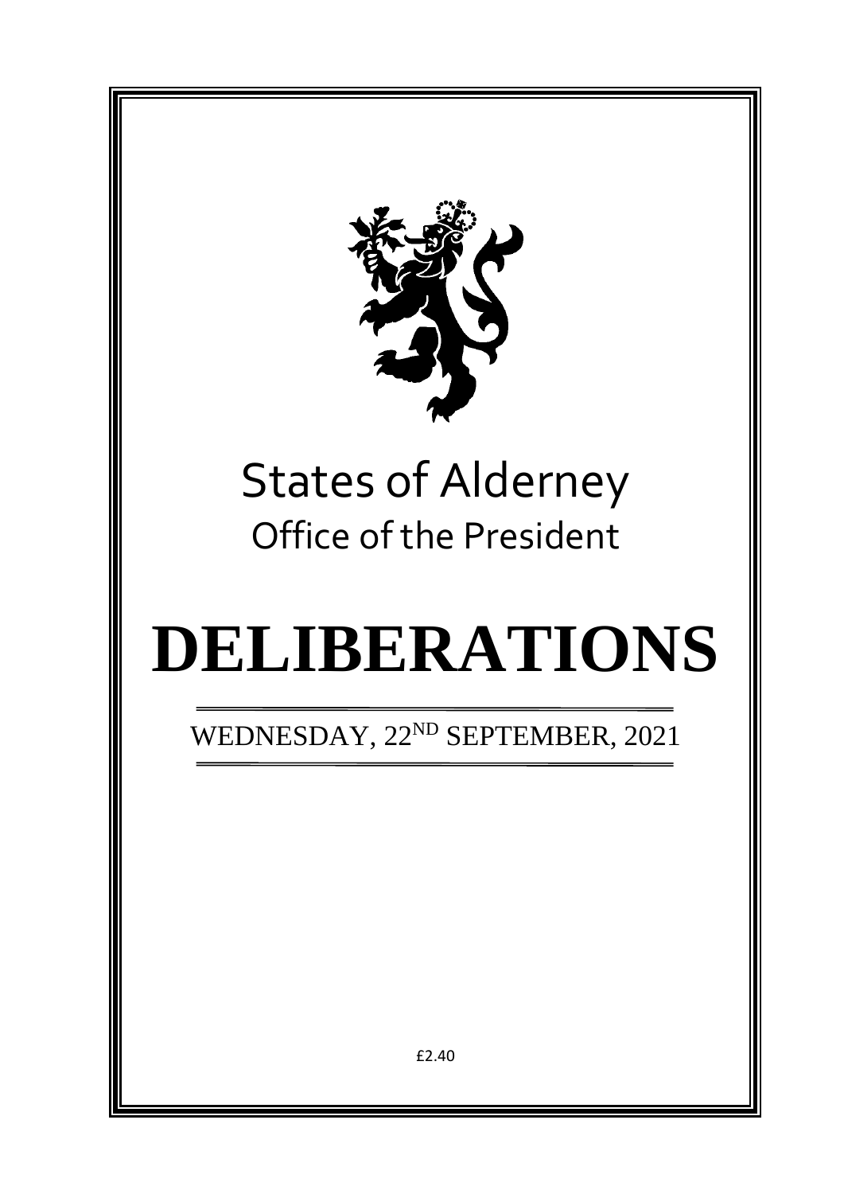# States of Alderney

## Office of the President

# DELIBERATIONS

WEDNESDAY, 22ND SEPTEMBER, 2021

£2.40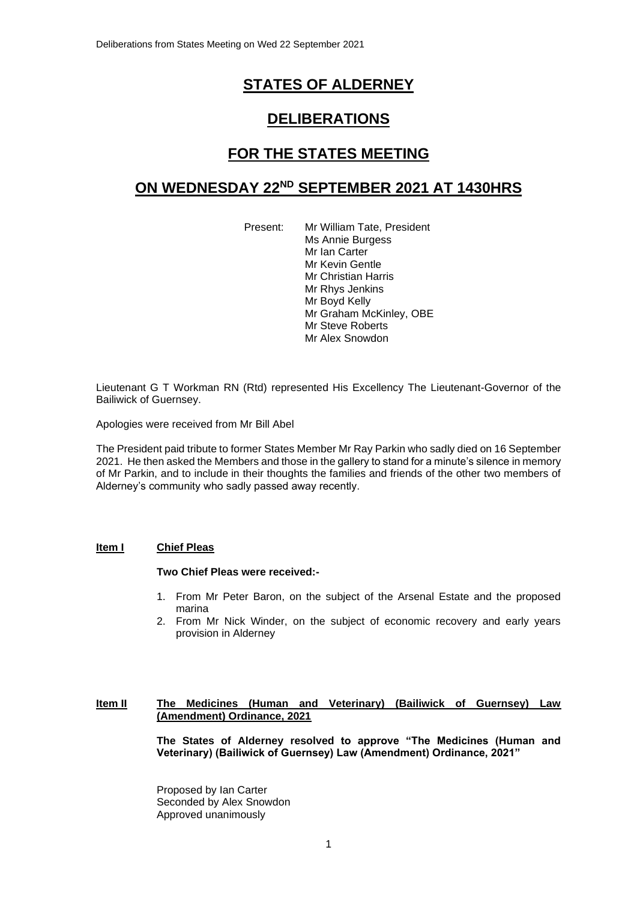# STATES OF ALDERNEY

# DELIBERATIONS

# FOR THE STATES MEETING

# ON WEDNESDAY 22ND SEPTEMBER 2021 AT 1430HRS

Present: Mr William Tate, President
Ms Annie Burgess
Mr Ian Carter
Mr Kevin Gentle
Mr Christian Harris
Mr Rhys Jenkins
Mr Boyd Kelly
Mr Graham McKinley, OBE
Mr Steve Roberts
Mr Alex Snowdon

Lieutenant G T Workman RN (Rtd) represented His Excellency The Lieutenant-Governor of the Bailiwick of Guernsey.

Apologies were received from Mr Bill Abel

The President paid tribute to former States Member Mr Ray Parkin who sadly died on 16 September 2021. He then asked the Members and those in the gallery to stand for a minute's silence in memory of Mr Parkin, and to include in their thoughts the families and friends of the other two members of Alderney's community who sadly passed away recently.

**Item I** **Chief Pleas**

**Two Chief Pleas were received:-**

1. From Mr Peter Baron, on the subject of the Arsenal Estate and the proposed marina
2. From Mr Nick Winder, on the subject of economic recovery and early years provision in Alderney

**Item II** **The Medicines (Human and Veterinary) (Bailiwick of Guernsey) Law (Amendment) Ordinance, 2021**

**The States of Alderney resolved to approve "The Medicines (Human and Veterinary) (Bailiwick of Guernsey) Law (Amendment) Ordinance, 2021"**

Proposed by Ian Carter
Seconded by Alex Snowdon
Approved unanimously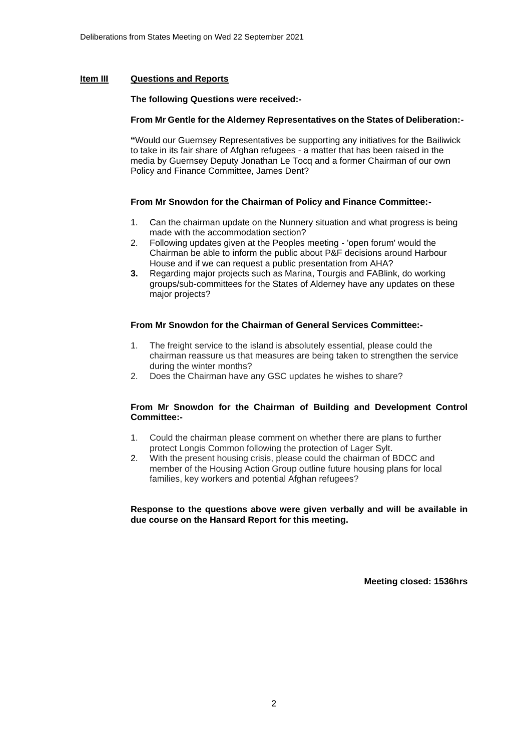**Item III** **Questions and Reports**

**The following Questions were received:-**

**From Mr Gentle for the Alderney Representatives on the States of Deliberation:-**

**"**Would our Guernsey Representatives be supporting any initiatives for the Bailiwick to take in its fair share of Afghan refugees - a matter that has been raised in the media by Guernsey Deputy Jonathan Le Tocq and a former Chairman of our own Policy and Finance Committee, James Dent?

**From Mr Snowdon for the Chairman of Policy and Finance Committee:-**

1. Can the chairman update on the Nunnery situation and what progress is being made with the accommodation section?
2. Following updates given at the Peoples meeting - 'open forum' would the Chairman be able to inform the public about P&F decisions around Harbour House and if we can request a public presentation from AHA?
3. Regarding major projects such as Marina, Tourgis and FABlink, do working groups/sub-committees for the States of Alderney have any updates on these major projects?

**From Mr Snowdon for the Chairman of General Services Committee:-**

1. The freight service to the island is absolutely essential, please could the chairman reassure us that measures are being taken to strengthen the service during the winter months?
2. Does the Chairman have any GSC updates he wishes to share?

**From Mr Snowdon for the Chairman of Building and Development Control Committee:-**

1. Could the chairman please comment on whether there are plans to further protect Longis Common following the protection of Lager Sylt.
2. With the present housing crisis, please could the chairman of BDCC and member of the Housing Action Group outline future housing plans for local families, key workers and potential Afghan refugees?

**Response to the questions above were given verbally and will be available in due course on the Hansard Report for this meeting.**

**Meeting closed: 1536hrs**